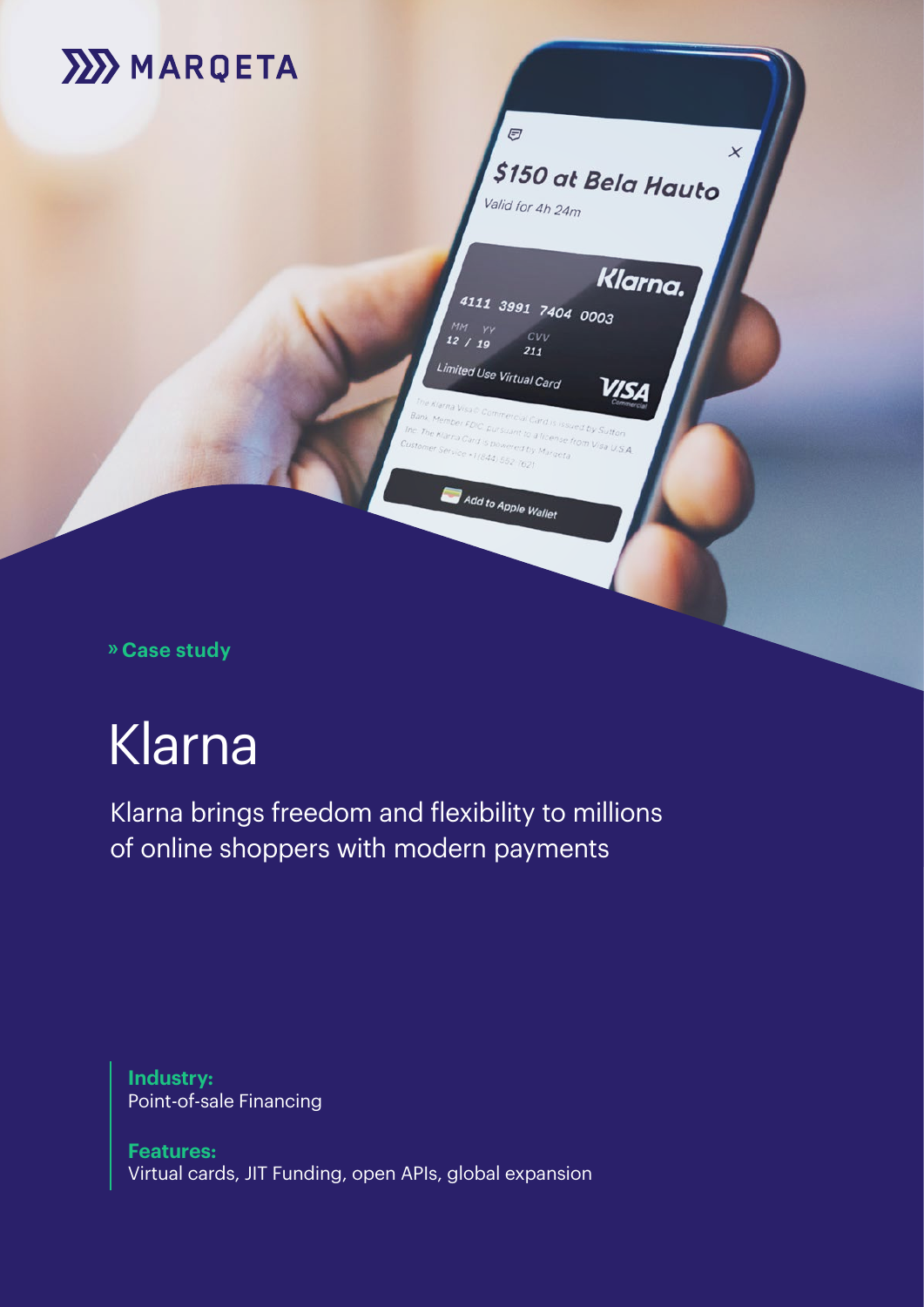MARQETA

» Case study

# Klarna

Klarna brings freedom and flexibility to millions of online shoppers with modern payments

**Industry:**
Point-of-sale Financing

**Features:**
Virtual cards, JIT Funding, open APIs, global expansion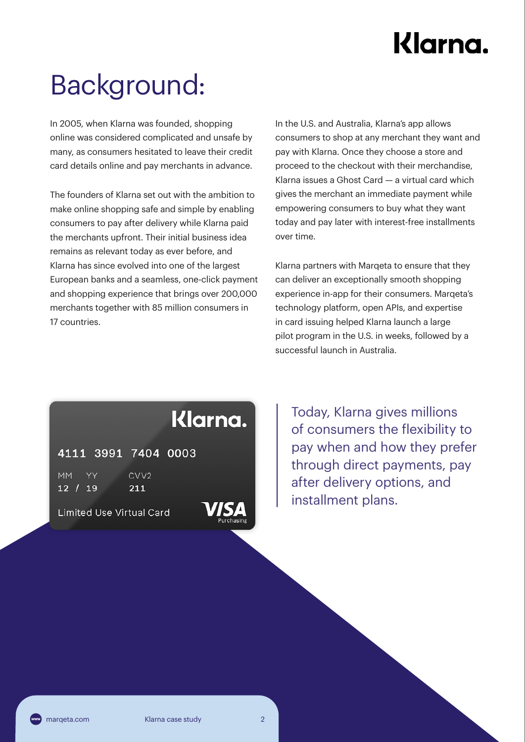# Background:

In 2005, when Klarna was founded, shopping online was considered complicated and unsafe by many, as consumers hesitated to leave their credit card details online and pay merchants in advance.

The founders of Klarna set out with the ambition to make online shopping safe and simple by enabling consumers to pay after delivery while Klarna paid the merchants upfront. Their initial business idea remains as relevant today as ever before, and Klarna has since evolved into one of the largest European banks and a seamless, one-click payment and shopping experience that brings over 200,000 merchants together with 85 million consumers in 17 countries.

In the U.S. and Australia, Klarna's app allows consumers to shop at any merchant they want and pay with Klarna. Once they choose a store and proceed to the checkout with their merchandise, Klarna issues a Ghost Card — a virtual card which gives the merchant an immediate payment while empowering consumers to buy what they want today and pay later with interest-free installments over time.

Klarna partners with Marqeta to ensure that they can deliver an exceptionally smooth shopping experience in-app for their consumers. Marqeta's technology platform, open APIs, and expertise in card issuing helped Klarna launch a large pilot program in the U.S. in weeks, followed by a successful launch in Australia.

> Today, Klarna gives millions of consumers the flexibility to pay when and how they prefer through direct payments, pay after delivery options, and installment plans.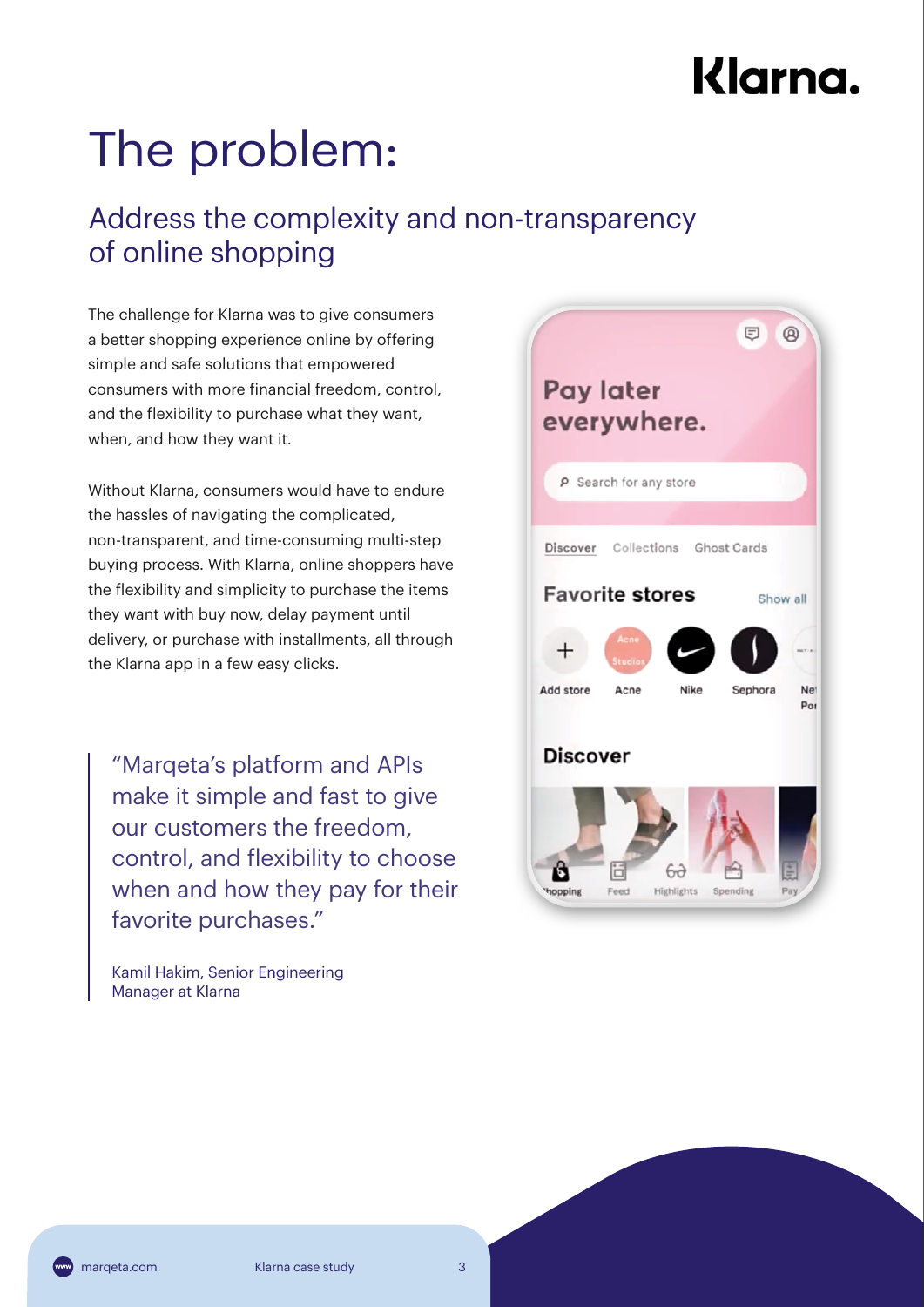# The problem:

## Address the complexity and non-transparency of online shopping

The challenge for Klarna was to give consumers a better shopping experience online by offering simple and safe solutions that empowered consumers with more financial freedom, control, and the flexibility to purchase what they want, when, and how they want it.

Without Klarna, consumers would have to endure the hassles of navigating the complicated, non-transparent, and time-consuming multi-step buying process. With Klarna, online shoppers have the flexibility and simplicity to purchase the items they want with buy now, delay payment until delivery, or purchase with installments, all through the Klarna app in a few easy clicks.

> "Marqeta's platform and APIs make it simple and fast to give our customers the freedom, control, and flexibility to choose when and how they pay for their favorite purchases."
>
> Kamil Hakim, Senior Engineering Manager at Klarna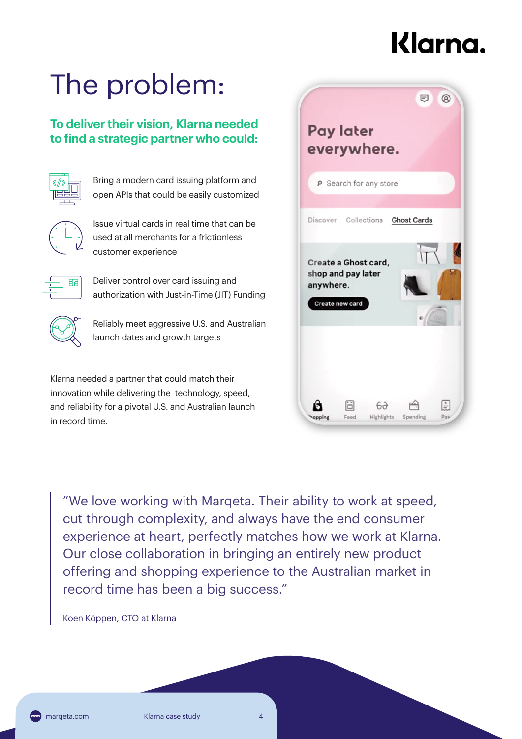# The problem:

## To deliver their vision, Klarna needed to find a strategic partner who could:

- Bring a modern card issuing platform and open APIs that could be easily customized
- Issue virtual cards in real time that can be used at all merchants for a frictionless customer experience
- Deliver control over card issuing and authorization with Just-in-Time (JIT) Funding
- Reliably meet aggressive U.S. and Australian launch dates and growth targets

Klarna needed a partner that could match their innovation while delivering the technology, speed, and reliability for a pivotal U.S. and Australian launch in record time.

> "We love working with Marqeta. Their ability to work at speed, cut through complexity, and always have the end consumer experience at heart, perfectly matches how we work at Klarna. Our close collaboration in bringing an entirely new product offering and shopping experience to the Australian market in record time has been a big success."
>
> Koen Köppen, CTO at Klarna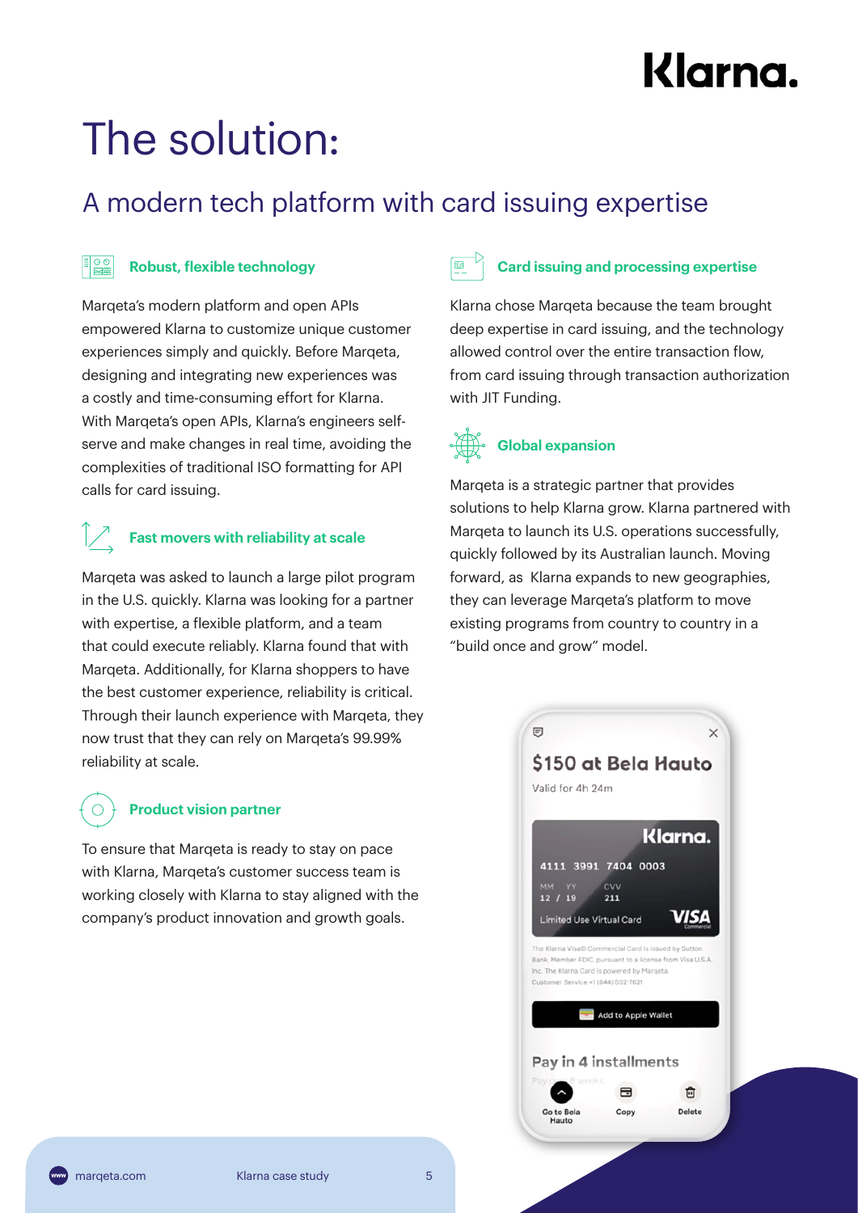# The solution:

## A modern tech platform with card issuing expertise

### Robust, flexible technology

Marqeta's modern platform and open APIs empowered Klarna to customize unique customer experiences simply and quickly. Before Marqeta, designing and integrating new experiences was a costly and time-consuming effort for Klarna. With Marqeta's open APIs, Klarna's engineers self-serve and make changes in real time, avoiding the complexities of traditional ISO formatting for API calls for card issuing.

### Fast movers with reliability at scale

Marqeta was asked to launch a large pilot program in the U.S. quickly. Klarna was looking for a partner with expertise, a flexible platform, and a team that could execute reliably. Klarna found that with Marqeta. Additionally, for Klarna shoppers to have the best customer experience, reliability is critical. Through their launch experience with Marqeta, they now trust that they can rely on Marqeta's 99.99% reliability at scale.

### Product vision partner

To ensure that Marqeta is ready to stay on pace with Klarna, Marqeta's customer success team is working closely with Klarna to stay aligned with the company's product innovation and growth goals.

### Card issuing and processing expertise

Klarna chose Marqeta because the team brought deep expertise in card issuing, and the technology allowed control over the entire transaction flow, from card issuing through transaction authorization with JIT Funding.

### Global expansion

Marqeta is a strategic partner that provides solutions to help Klarna grow. Klarna partnered with Marqeta to launch its U.S. operations successfully, quickly followed by its Australian launch. Moving forward, as Klarna expands to new geographies, they can leverage Marqeta's platform to move existing programs from country to country in a "build once and grow" model.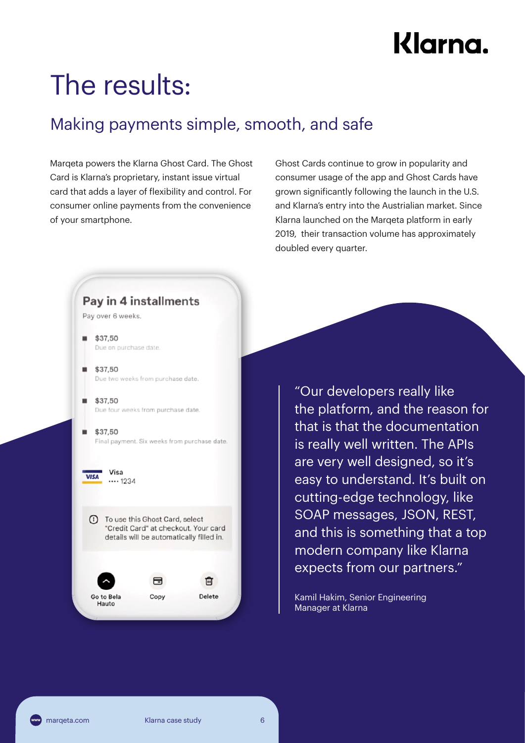# The results:

## Making payments simple, smooth, and safe

Marqeta powers the Klarna Ghost Card. The Ghost Card is Klarna's proprietary, instant issue virtual card that adds a layer of flexibility and control. For consumer online payments from the convenience of your smartphone.

Ghost Cards continue to grow in popularity and consumer usage of the app and Ghost Cards have grown significantly following the launch in the U.S. and Klarna's entry into the Austrialian market. Since Klarna launched on the Marqeta platform in early 2019, their transaction volume has approximately doubled every quarter.

**Pay in 4 installments**

Pay over 6 weeks.

- $37,50
  Due on purchase date.
- $37,50
  Due two weeks from purchase date.
- $37,50
  Due four weeks from purchase date.
- $37,50
  Final payment. Six weeks from purchase date.

Visa
···· 1234

To use this Ghost Card, select "Credit Card" at checkout. Your card details will be automatically filled in.

Go to Bela Hauto | Copy | Delete

> "Our developers really like the platform, and the reason for that is that the documentation is really well written. The APIs are very well designed, so it's easy to understand. It's built on cutting-edge technology, like SOAP messages, JSON, REST, and this is something that a top modern company like Klarna expects from our partners."
>
> Kamil Hakim, Senior Engineering Manager at Klarna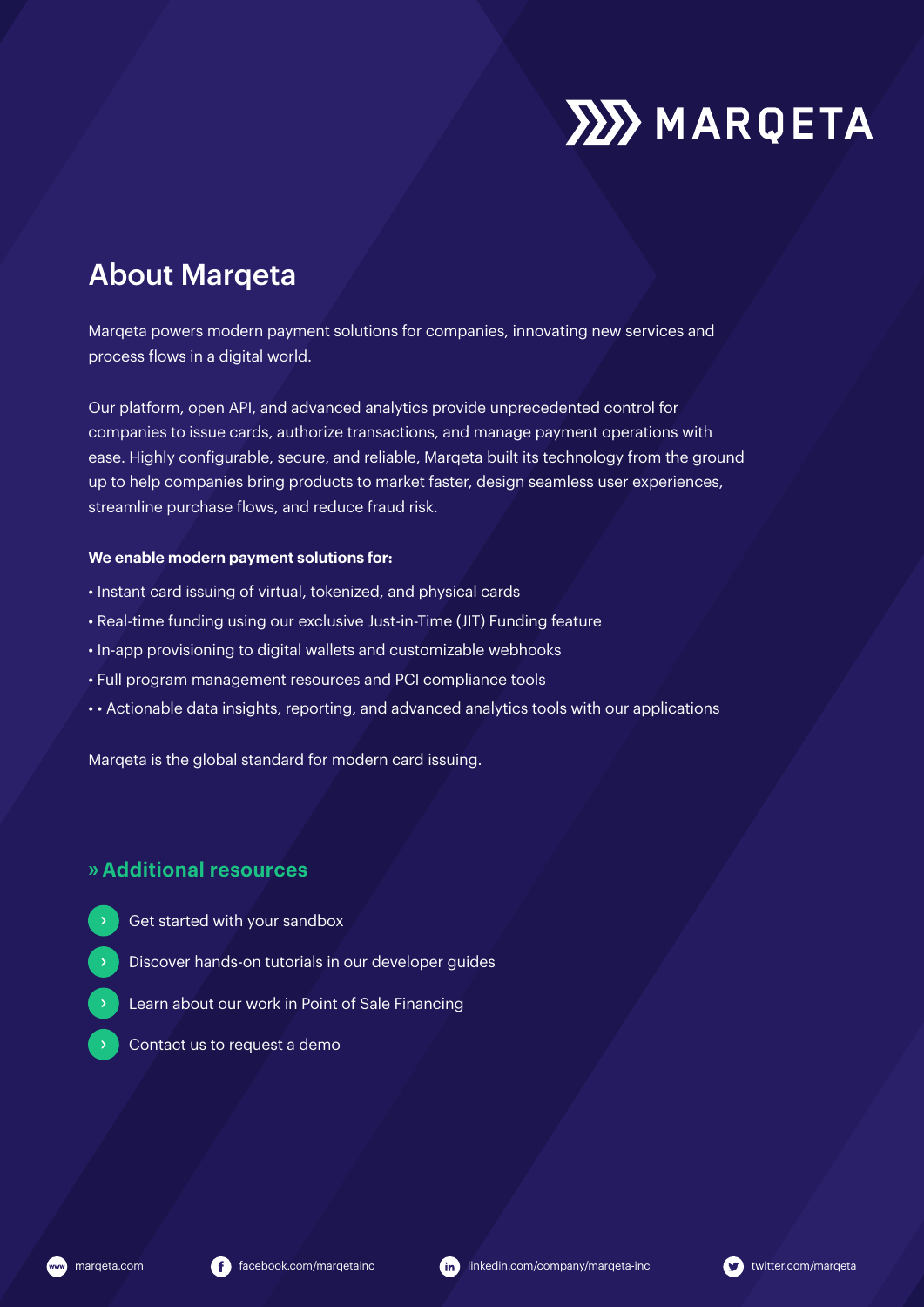MARQETA

## About Marqeta

Marqeta powers modern payment solutions for companies, innovating new services and process flows in a digital world.

Our platform, open API, and advanced analytics provide unprecedented control for companies to issue cards, authorize transactions, and manage payment operations with ease. Highly configurable, secure, and reliable, Marqeta built its technology from the ground up to help companies bring products to market faster, design seamless user experiences, streamline purchase flows, and reduce fraud risk.

**We enable modern payment solutions for:**

- Instant card issuing of virtual, tokenized, and physical cards
- Real-time funding using our exclusive Just-in-Time (JIT) Funding feature
- In-app provisioning to digital wallets and customizable webhooks
- Full program management resources and PCI compliance tools
- • Actionable data insights, reporting, and advanced analytics tools with our applications

Marqeta is the global standard for modern card issuing.

## » Additional resources

- Get started with your sandbox
- Discover hands-on tutorials in our developer guides
- Learn about our work in Point of Sale Financing
- Contact us to request a demo

marqeta.com facebook.com/marqetainc linkedin.com/company/marqeta-inc twitter.com/marqeta